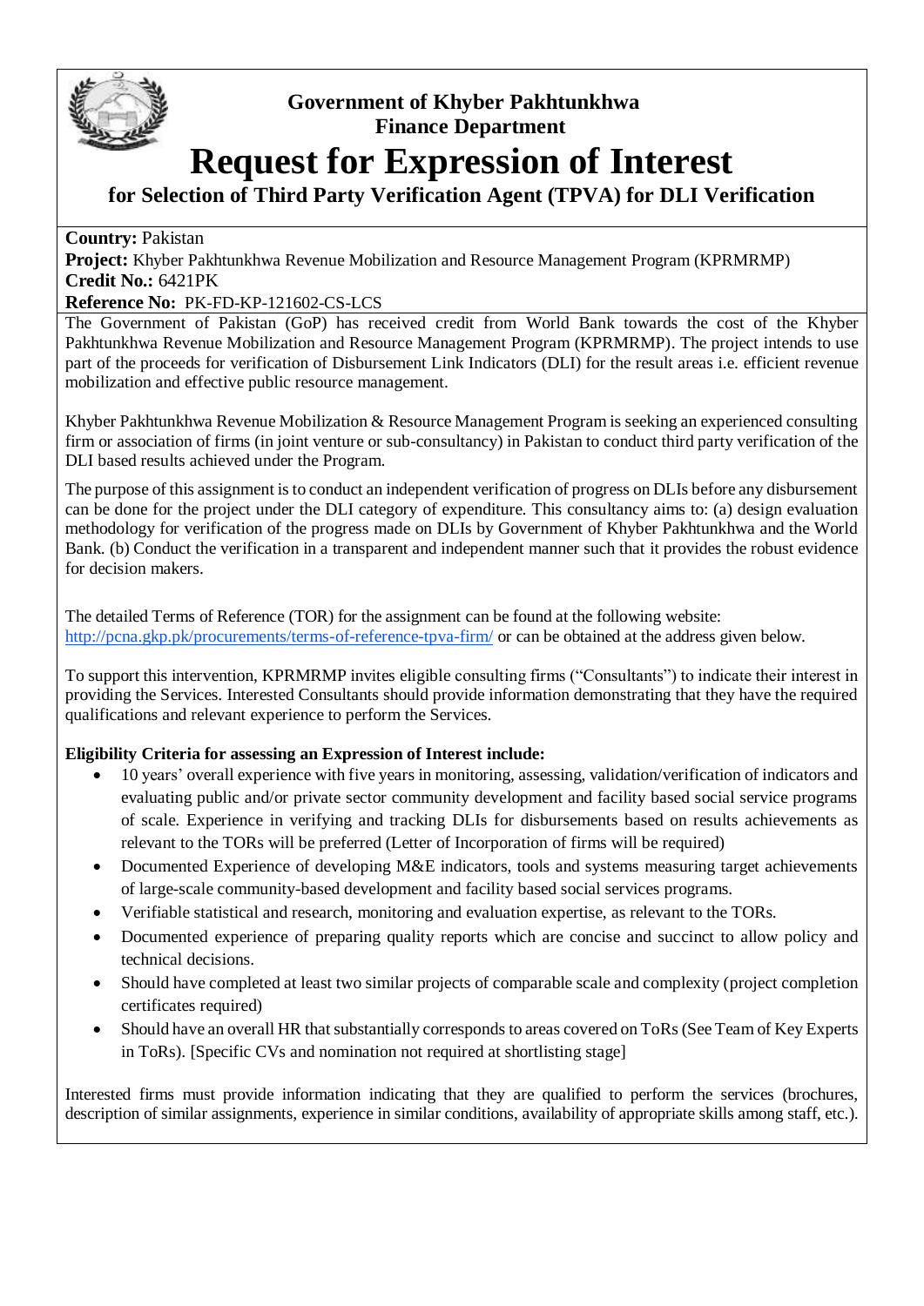**Government of Khyber Pakhtunkhwa**
**Finance Department**

# Request for Expression of Interest

## for Selection of Third Party Verification Agent (TPVA) for DLI Verification

**Country:** Pakistan
**Project:** Khyber Pakhtunkhwa Revenue Mobilization and Resource Management Program (KPRMRMP)
**Credit No.:** 6421PK
**Reference No:** PK-FD-KP-121602-CS-LCS

The Government of Pakistan (GoP) has received credit from World Bank towards the cost of the Khyber Pakhtunkhwa Revenue Mobilization and Resource Management Program (KPRMRMP). The project intends to use part of the proceeds for verification of Disbursement Link Indicators (DLI) for the result areas i.e. efficient revenue mobilization and effective public resource management.

Khyber Pakhtunkhwa Revenue Mobilization & Resource Management Program is seeking an experienced consulting firm or association of firms (in joint venture or sub-consultancy) in Pakistan to conduct third party verification of the DLI based results achieved under the Program.

The purpose of this assignment is to conduct an independent verification of progress on DLIs before any disbursement can be done for the project under the DLI category of expenditure. This consultancy aims to: (a) design evaluation methodology for verification of the progress made on DLIs by Government of Khyber Pakhtunkhwa and the World Bank. (b) Conduct the verification in a transparent and independent manner such that it provides the robust evidence for decision makers.

The detailed Terms of Reference (TOR) for the assignment can be found at the following website: http://pcna.gkp.pk/procurements/terms-of-reference-tpva-firm/ or can be obtained at the address given below.

To support this intervention, KPRMRMP invites eligible consulting firms ("Consultants") to indicate their interest in providing the Services. Interested Consultants should provide information demonstrating that they have the required qualifications and relevant experience to perform the Services.

**Eligibility Criteria for assessing an Expression of Interest include:**

- 10 years' overall experience with five years in monitoring, assessing, validation/verification of indicators and evaluating public and/or private sector community development and facility based social service programs of scale. Experience in verifying and tracking DLIs for disbursements based on results achievements as relevant to the TORs will be preferred (Letter of Incorporation of firms will be required)
- Documented Experience of developing M&E indicators, tools and systems measuring target achievements of large-scale community-based development and facility based social services programs.
- Verifiable statistical and research, monitoring and evaluation expertise, as relevant to the TORs.
- Documented experience of preparing quality reports which are concise and succinct to allow policy and technical decisions.
- Should have completed at least two similar projects of comparable scale and complexity (project completion certificates required)
- Should have an overall HR that substantially corresponds to areas covered on ToRs (See Team of Key Experts in ToRs). [Specific CVs and nomination not required at shortlisting stage]

Interested firms must provide information indicating that they are qualified to perform the services (brochures, description of similar assignments, experience in similar conditions, availability of appropriate skills among staff, etc.).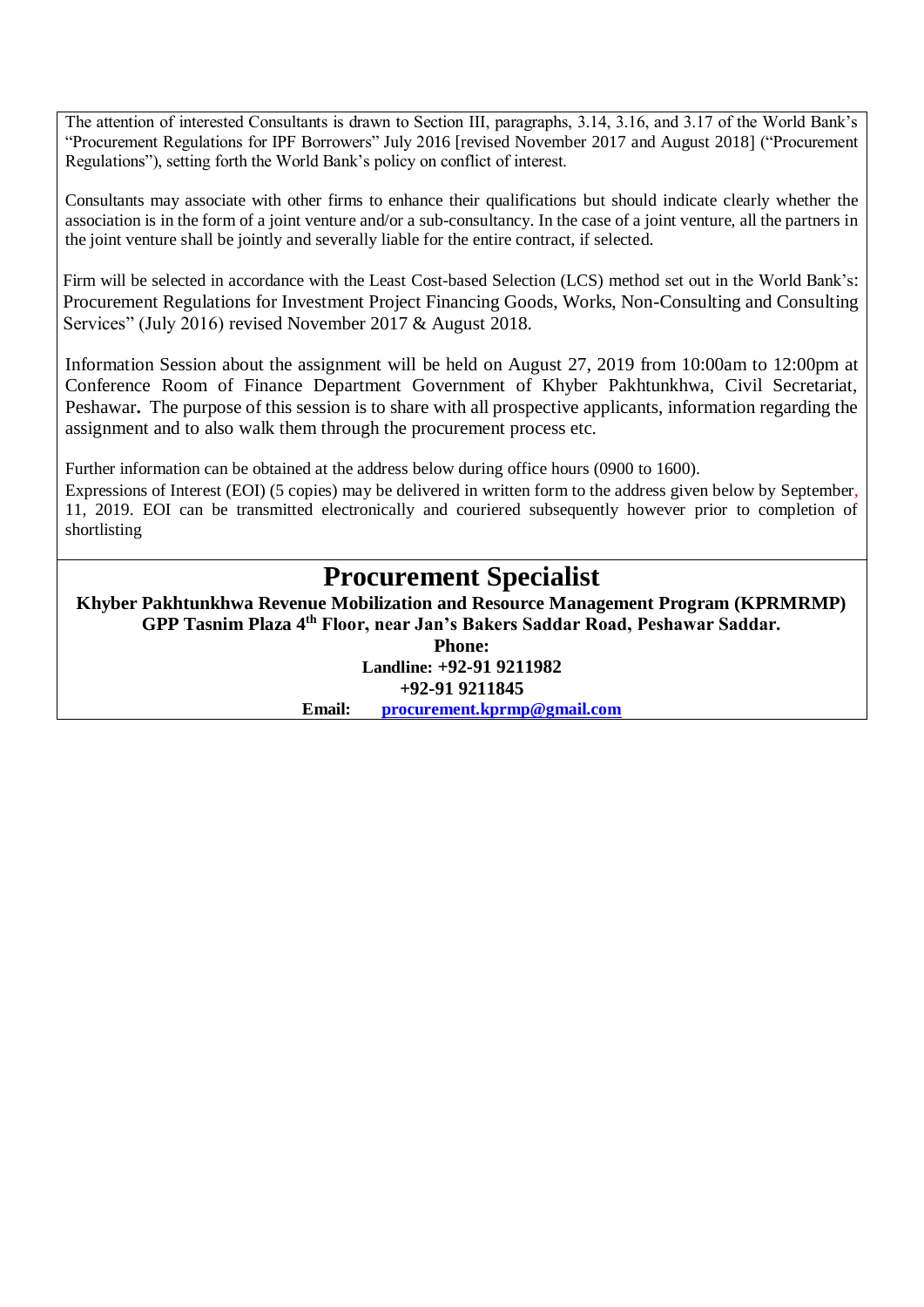The attention of interested Consultants is drawn to Section III, paragraphs, 3.14, 3.16, and 3.17 of the World Bank's "Procurement Regulations for IPF Borrowers" July 2016 [revised November 2017 and August 2018] ("Procurement Regulations"), setting forth the World Bank's policy on conflict of interest.

Consultants may associate with other firms to enhance their qualifications but should indicate clearly whether the association is in the form of a joint venture and/or a sub-consultancy. In the case of a joint venture, all the partners in the joint venture shall be jointly and severally liable for the entire contract, if selected.

Firm will be selected in accordance with the Least Cost-based Selection (LCS) method set out in the World Bank's: Procurement Regulations for Investment Project Financing Goods, Works, Non-Consulting and Consulting Services" (July 2016) revised November 2017 & August 2018.

Information Session about the assignment will be held on August 27, 2019 from 10:00am to 12:00pm at Conference Room of Finance Department Government of Khyber Pakhtunkhwa, Civil Secretariat, Peshawar**.** The purpose of this session is to share with all prospective applicants, information regarding the assignment and to also walk them through the procurement process etc.

Further information can be obtained at the address below during office hours (0900 to 1600).
Expressions of Interest (EOI) (5 copies) may be delivered in written form to the address given below by September, 11, 2019. EOI can be transmitted electronically and couriered subsequently however prior to completion of shortlisting

# Procurement Specialist

**Khyber Pakhtunkhwa Revenue Mobilization and Resource Management Program (KPRMRMP)**
**GPP Tasnim Plaza 4th Floor, near Jan's Bakers Saddar Road, Peshawar Saddar.**

**Phone:**
**Landline: +92-91 9211982**
**+92-91 9211845**
**Email:** **procurement.kprmp@gmail.com**